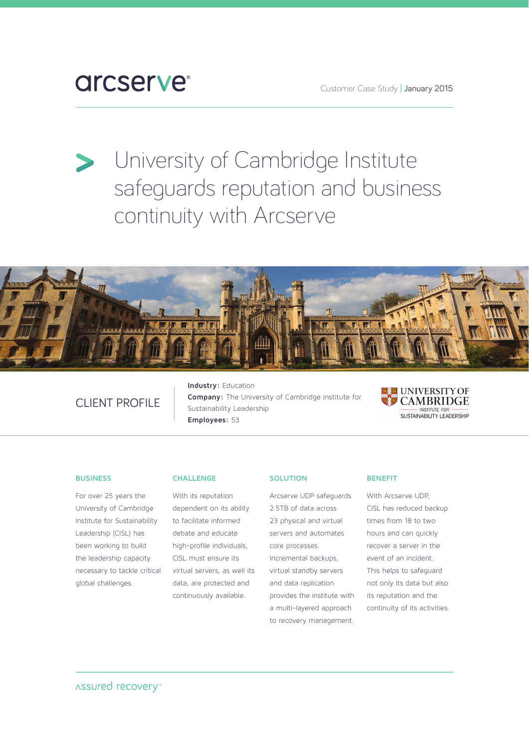arcserve®

Customer Case Study | January 2015

# University of Cambridge Institute safeguards reputation and business continuity with Arcserve

## CLIENT PROFILE

**Industry:** Education
**Company:** The University of Cambridge Institute for Sustainability Leadership
**Employees:** 53

UNIVERSITY OF CAMBRIDGE INSTITUTE FOR SUSTAINABILITY LEADERSHIP

### BUSINESS

For over 25 years the University of Cambridge Institute for Sustainability Leadership (CISL) has been working to build the leadership capacity necessary to tackle critical global challenges.

### CHALLENGE

With its reputation dependent on its ability to facilitate informed debate and educate high-profile individuals, CISL must ensure its virtual servers, as well its data, are protected and continuously available.

### SOLUTION

Arcserve UDP safeguards 2.5TB of data across 23 physical and virtual servers and automates core processes. Incremental backups, virtual standby servers and data replication provides the institute with a multi-layered approach to recovery management.

### BENEFIT

With Arcserve UDP, CISL has reduced backup times from 18 to two hours and can quickly recover a server in the event of an incident. This helps to safeguard not only its data but also its reputation and the continuity of its activities.

assured recovery™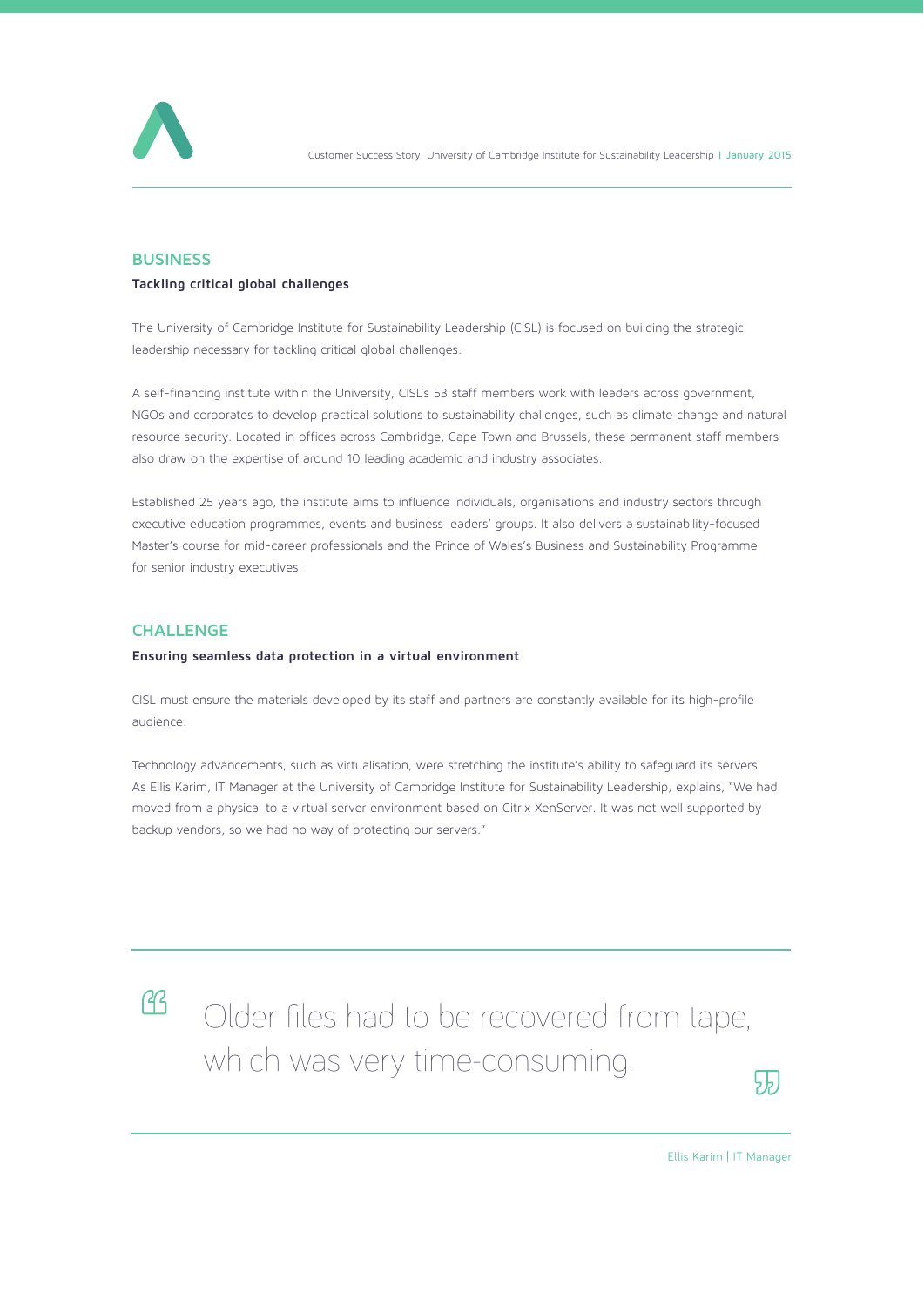## BUSINESS

**Tackling critical global challenges**

The University of Cambridge Institute for Sustainability Leadership (CISL) is focused on building the strategic leadership necessary for tackling critical global challenges.

A self-financing institute within the University, CISL's 53 staff members work with leaders across government, NGOs and corporates to develop practical solutions to sustainability challenges, such as climate change and natural resource security. Located in offices across Cambridge, Cape Town and Brussels, these permanent staff members also draw on the expertise of around 10 leading academic and industry associates.

Established 25 years ago, the institute aims to influence individuals, organisations and industry sectors through executive education programmes, events and business leaders' groups. It also delivers a sustainability-focused Master's course for mid-career professionals and the Prince of Wales's Business and Sustainability Programme for senior industry executives.

## CHALLENGE

**Ensuring seamless data protection in a virtual environment**

CISL must ensure the materials developed by its staff and partners are constantly available for its high-profile audience.

Technology advancements, such as virtualisation, were stretching the institute's ability to safeguard its servers. As Ellis Karim, IT Manager at the University of Cambridge Institute for Sustainability Leadership, explains, "We had moved from a physical to a virtual server environment based on Citrix XenServer. It was not well supported by backup vendors, so we had no way of protecting our servers."

> Older files had to be recovered from tape, which was very time-consuming.
>
> Ellis Karim | IT Manager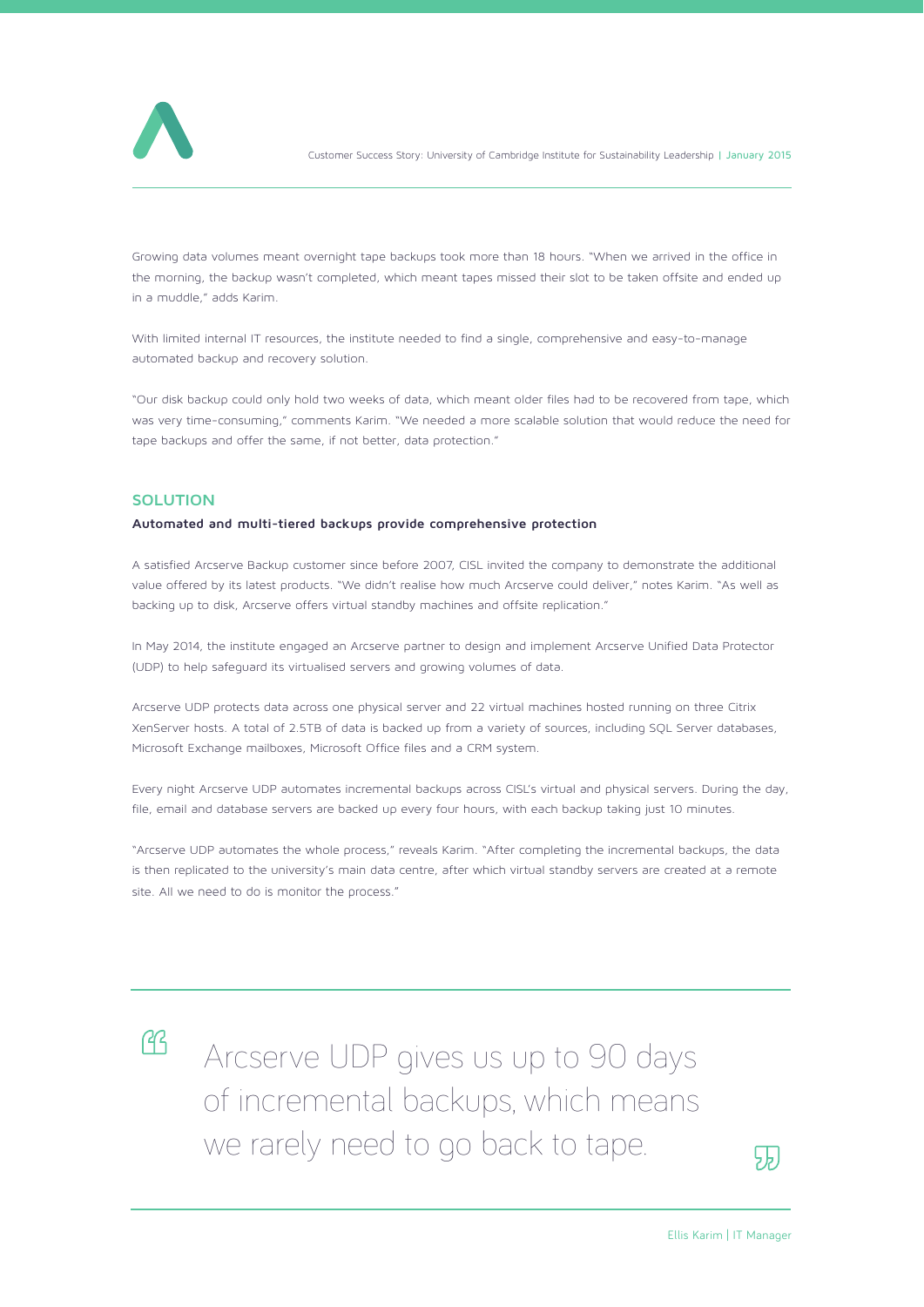Growing data volumes meant overnight tape backups took more than 18 hours. "When we arrived in the office in the morning, the backup wasn't completed, which meant tapes missed their slot to be taken offsite and ended up in a muddle," adds Karim.

With limited internal IT resources, the institute needed to find a single, comprehensive and easy-to-manage automated backup and recovery solution.

"Our disk backup could only hold two weeks of data, which meant older files had to be recovered from tape, which was very time-consuming," comments Karim. "We needed a more scalable solution that would reduce the need for tape backups and offer the same, if not better, data protection."

## SOLUTION

**Automated and multi-tiered backups provide comprehensive protection**

A satisfied Arcserve Backup customer since before 2007, CISL invited the company to demonstrate the additional value offered by its latest products. "We didn't realise how much Arcserve could deliver," notes Karim. "As well as backing up to disk, Arcserve offers virtual standby machines and offsite replication."

In May 2014, the institute engaged an Arcserve partner to design and implement Arcserve Unified Data Protector (UDP) to help safeguard its virtualised servers and growing volumes of data.

Arcserve UDP protects data across one physical server and 22 virtual machines hosted running on three Citrix XenServer hosts. A total of 2.5TB of data is backed up from a variety of sources, including SQL Server databases, Microsoft Exchange mailboxes, Microsoft Office files and a CRM system.

Every night Arcserve UDP automates incremental backups across CISL's virtual and physical servers. During the day, file, email and database servers are backed up every four hours, with each backup taking just 10 minutes.

"Arcserve UDP automates the whole process," reveals Karim. "After completing the incremental backups, the data is then replicated to the university's main data centre, after which virtual standby servers are created at a remote site. All we need to do is monitor the process."

> Arcserve UDP gives us up to 90 days of incremental backups, which means we rarely need to go back to tape.
>
> Ellis Karim | IT Manager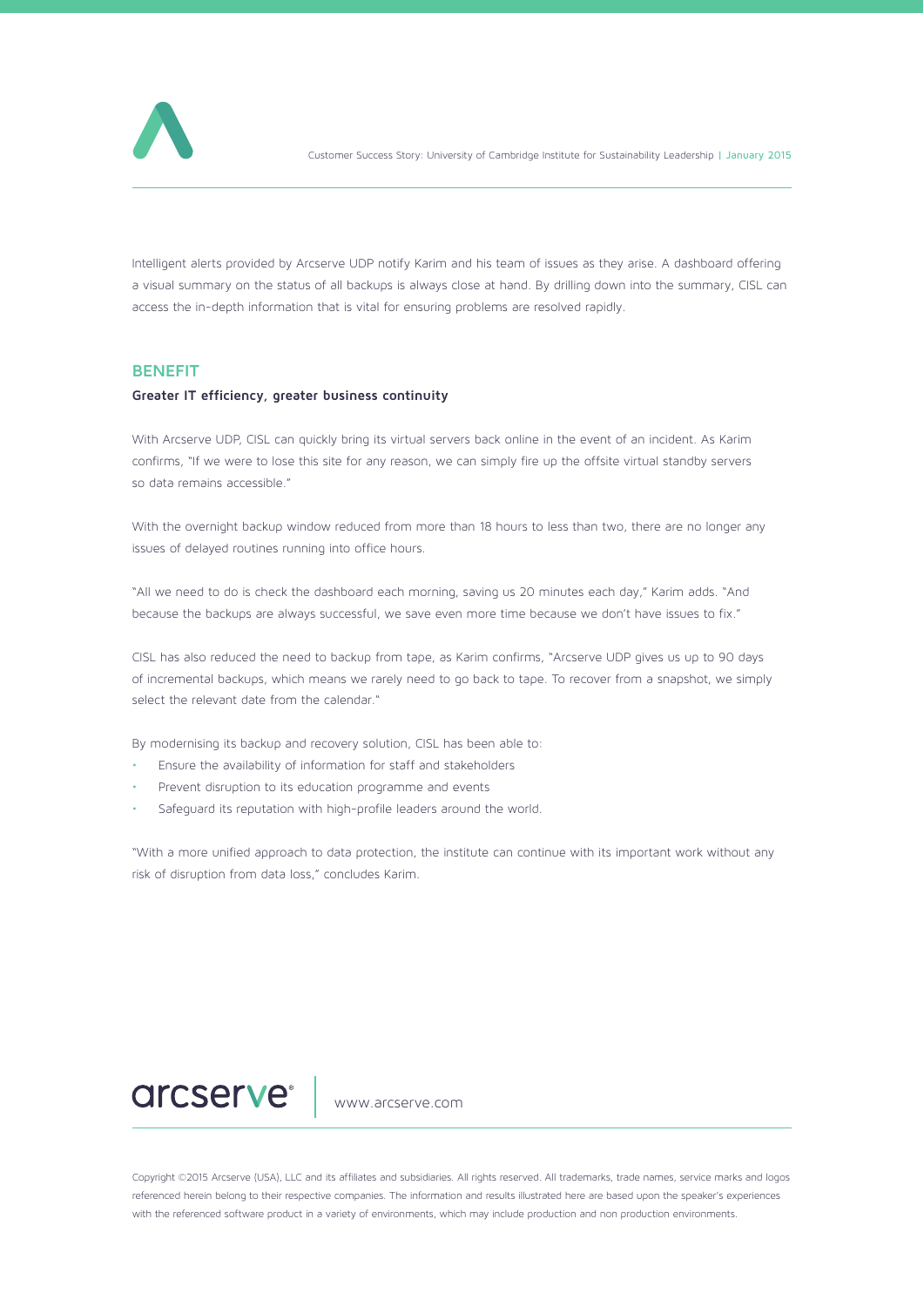Intelligent alerts provided by Arcserve UDP notify Karim and his team of issues as they arise. A dashboard offering a visual summary on the status of all backups is always close at hand. By drilling down into the summary, CISL can access the in-depth information that is vital for ensuring problems are resolved rapidly.

## BENEFIT

**Greater IT efficiency, greater business continuity**

With Arcserve UDP, CISL can quickly bring its virtual servers back online in the event of an incident. As Karim confirms, "If we were to lose this site for any reason, we can simply fire up the offsite virtual standby servers so data remains accessible."

With the overnight backup window reduced from more than 18 hours to less than two, there are no longer any issues of delayed routines running into office hours.

"All we need to do is check the dashboard each morning, saving us 20 minutes each day," Karim adds. "And because the backups are always successful, we save even more time because we don't have issues to fix."

CISL has also reduced the need to backup from tape, as Karim confirms, "Arcserve UDP gives us up to 90 days of incremental backups, which means we rarely need to go back to tape. To recover from a snapshot, we simply select the relevant date from the calendar."

By modernising its backup and recovery solution, CISL has been able to:

- Ensure the availability of information for staff and stakeholders
- Prevent disruption to its education programme and events
- Safeguard its reputation with high-profile leaders around the world.

"With a more unified approach to data protection, the institute can continue with its important work without any risk of disruption from data loss," concludes Karim.

arcserve® | www.arcserve.com

Copyright ©2015 Arcserve (USA), LLC and its affiliates and subsidiaries. All rights reserved. All trademarks, trade names, service marks and logos referenced herein belong to their respective companies. The information and results illustrated here are based upon the speaker's experiences with the referenced software product in a variety of environments, which may include production and non production environments.